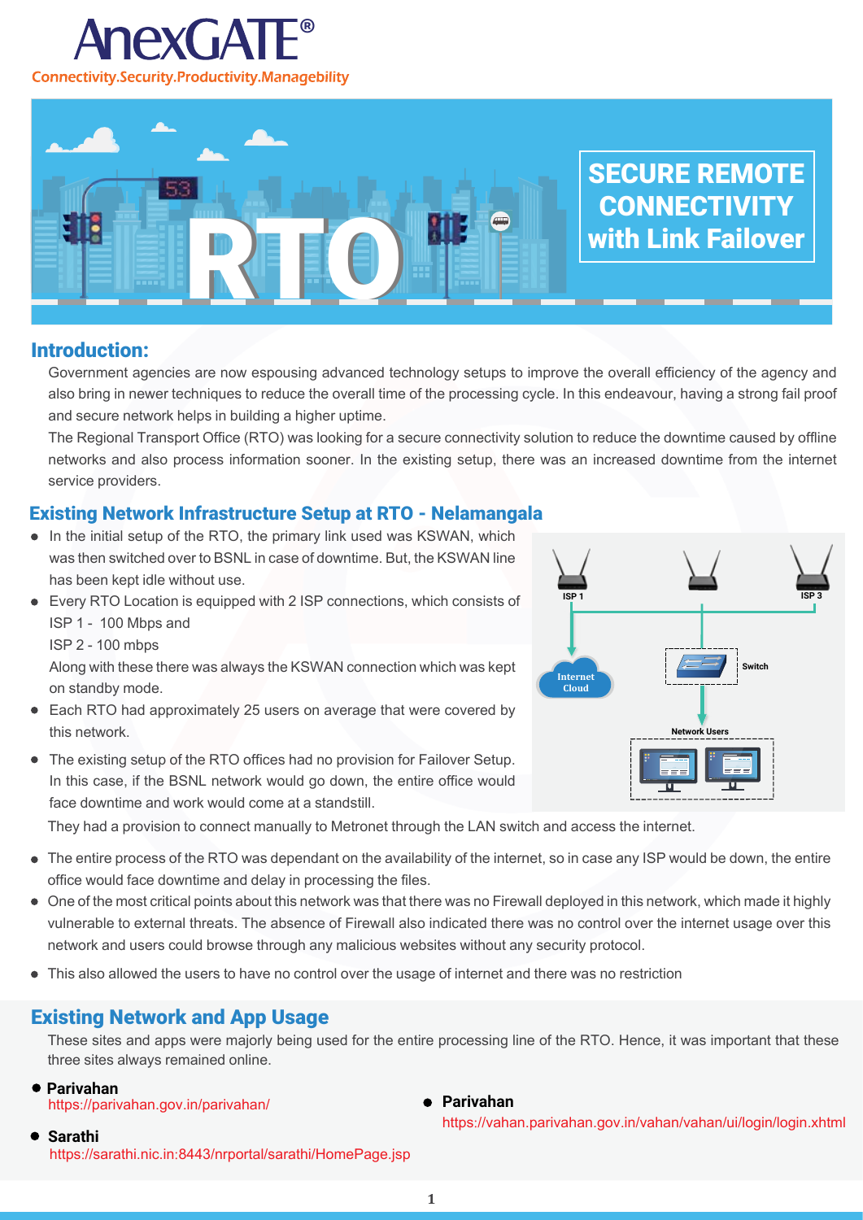# AnexGATE®

Connectivity.Security.Productivity.Managebility

# SECURE REMOTE CONNECTIVITY with Link Failover

RTO

## Introduction:

Government agencies are now espousing advanced technology setups to improve the overall efficiency of the agency and also bring in newer techniques to reduce the overall time of the processing cycle. In this endeavour, having a strong fail proof and secure network helps in building a higher uptime.

The Regional Transport Office (RTO) was looking for a secure connectivity solution to reduce the downtime caused by offline networks and also process information sooner. In the existing setup, there was an increased downtime from the internet service providers.

## Existing Network Infrastructure Setup at RTO - Nelamangala

- In the initial setup of the RTO, the primary link used was KSWAN, which was then switched over to BSNL in case of downtime. But, the KSWAN line has been kept idle without use.
- Every RTO Location is equipped with 2 ISP connections, which consists of
  ISP 1 - 100 Mbps and
  ISP 2 - 100 mbps
  Along with these there was always the KSWAN connection which was kept on standby mode.
- Each RTO had approximately 25 users on average that were covered by this network.
- The existing setup of the RTO offices had no provision for Failover Setup. In this case, if the BSNL network would go down, the entire office would face downtime and work would come at a standstill.
  They had a provision to connect manually to Metronet through the LAN switch and access the internet.

ISP 1 | ISP 3 | Internet Cloud | Switch | Network Users

- The entire process of the RTO was dependant on the availability of the internet, so in case any ISP would be down, the entire office would face downtime and delay in processing the files.
- One of the most critical points about this network was that there was no Firewall deployed in this network, which made it highly vulnerable to external threats. The absence of Firewall also indicated there was no control over the internet usage over this network and users could browse through any malicious websites without any security protocol.
- This also allowed the users to have no control over the usage of internet and there was no restriction

## Existing Network and App Usage

These sites and apps were majorly being used for the entire processing line of the RTO. Hence, it was important that these three sites always remained online.

- **Parivahan**
  https://parivahan.gov.in/parivahan/
- **Sarathi**
  https://sarathi.nic.in:8443/nrportal/sarathi/HomePage.jsp
- **Parivahan**
  https://vahan.parivahan.gov.in/vahan/vahan/ui/login/login.xhtml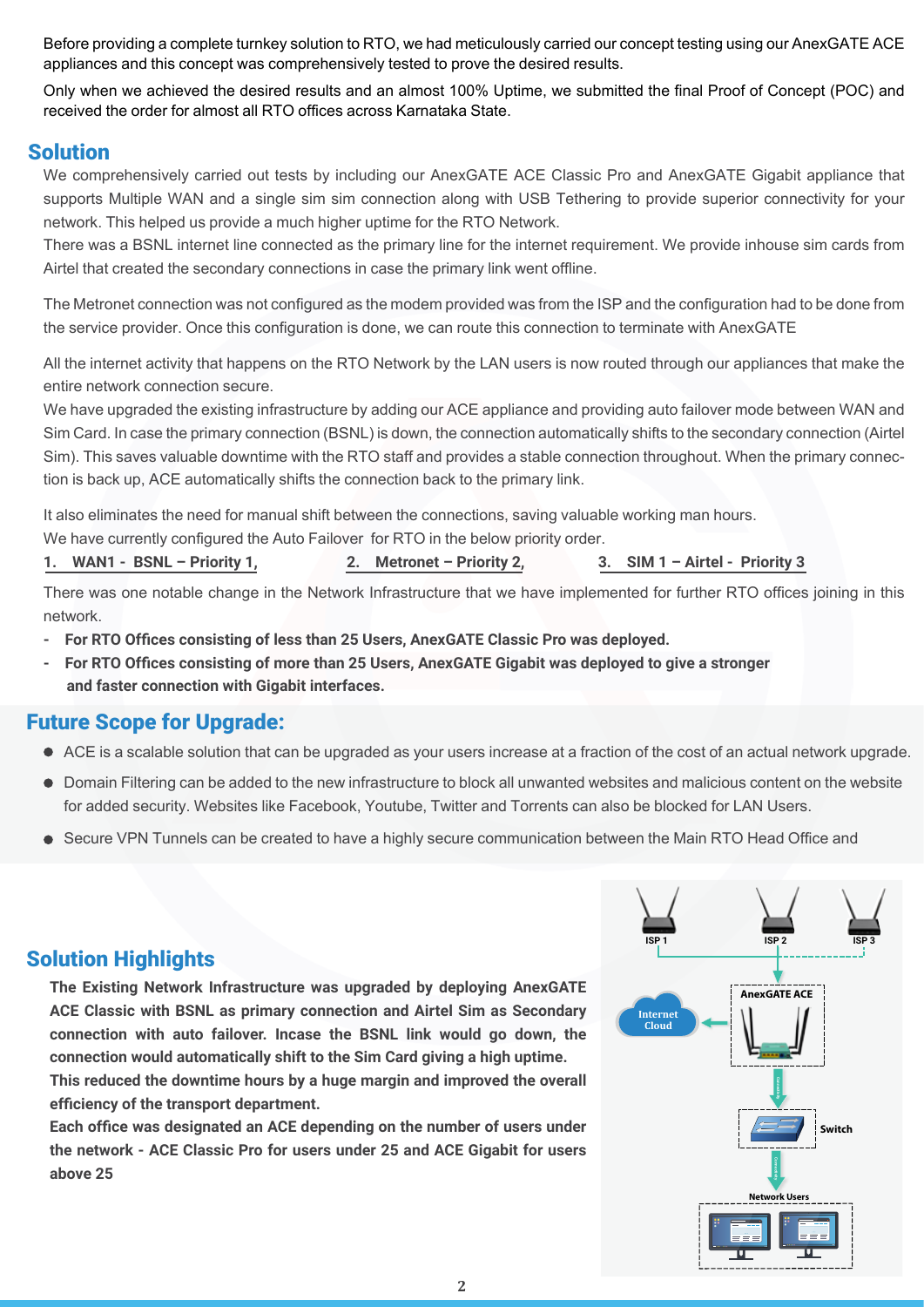Before providing a complete turnkey solution to RTO, we had meticulously carried our concept testing using our AnexGATE ACE appliances and this concept was comprehensively tested to prove the desired results.

Only when we achieved the desired results and an almost 100% Uptime, we submitted the final Proof of Concept (POC) and received the order for almost all RTO offices across Karnataka State.

## Solution

We comprehensively carried out tests by including our AnexGATE ACE Classic Pro and AnexGATE Gigabit appliance that supports Multiple WAN and a single sim sim connection along with USB Tethering to provide superior connectivity for your network. This helped us provide a much higher uptime for the RTO Network.
There was a BSNL internet line connected as the primary line for the internet requirement. We provide inhouse sim cards from Airtel that created the secondary connections in case the primary link went offline.

The Metronet connection was not configured as the modem provided was from the ISP and the configuration had to be done from the service provider. Once this configuration is done, we can route this connection to terminate with AnexGATE

All the internet activity that happens on the RTO Network by the LAN users is now routed through our appliances that make the entire network connection secure.
We have upgraded the existing infrastructure by adding our ACE appliance and providing auto failover mode between WAN and Sim Card. In case the primary connection (BSNL) is down, the connection automatically shifts to the secondary connection (Airtel Sim). This saves valuable downtime with the RTO staff and provides a stable connection throughout. When the primary connection is back up, ACE automatically shifts the connection back to the primary link.

It also eliminates the need for manual shift between the connections, saving valuable working man hours.
We have currently configured the Auto Failover for RTO in the below priority order.

1. **WAN1 - BSNL – Priority 1,**
2. **Metronet – Priority 2,**
3. **SIM 1 – Airtel - Priority 3**

There was one notable change in the Network Infrastructure that we have implemented for further RTO offices joining in this network.

- **For RTO Offices consisting of less than 25 Users, AnexGATE Classic Pro was deployed.**
- **For RTO Offices consisting of more than 25 Users, AnexGATE Gigabit was deployed to give a stronger and faster connection with Gigabit interfaces.**

## Future Scope for Upgrade:

- ACE is a scalable solution that can be upgraded as your users increase at a fraction of the cost of an actual network upgrade.
- Domain Filtering can be added to the new infrastructure to block all unwanted websites and malicious content on the website for added security. Websites like Facebook, Youtube, Twitter and Torrents can also be blocked for LAN Users.
- Secure VPN Tunnels can be created to have a highly secure communication between the Main RTO Head Office and

## Solution Highlights

**The Existing Network Infrastructure was upgraded by deploying AnexGATE ACE Classic with BSNL as primary connection and Airtel Sim as Secondary connection with auto failover. Incase the BSNL link would go down, the connection would automatically shift to the Sim Card giving a high uptime.**
**This reduced the downtime hours by a huge margin and improved the overall efficiency of the transport department.**
**Each office was designated an ACE depending on the number of users under the network - ACE Classic Pro for users under 25 and ACE Gigabit for users above 25**

ISP 1
ISP 2
ISP 3
AnexGATE ACE
Internet Cloud
Switch
Network Users